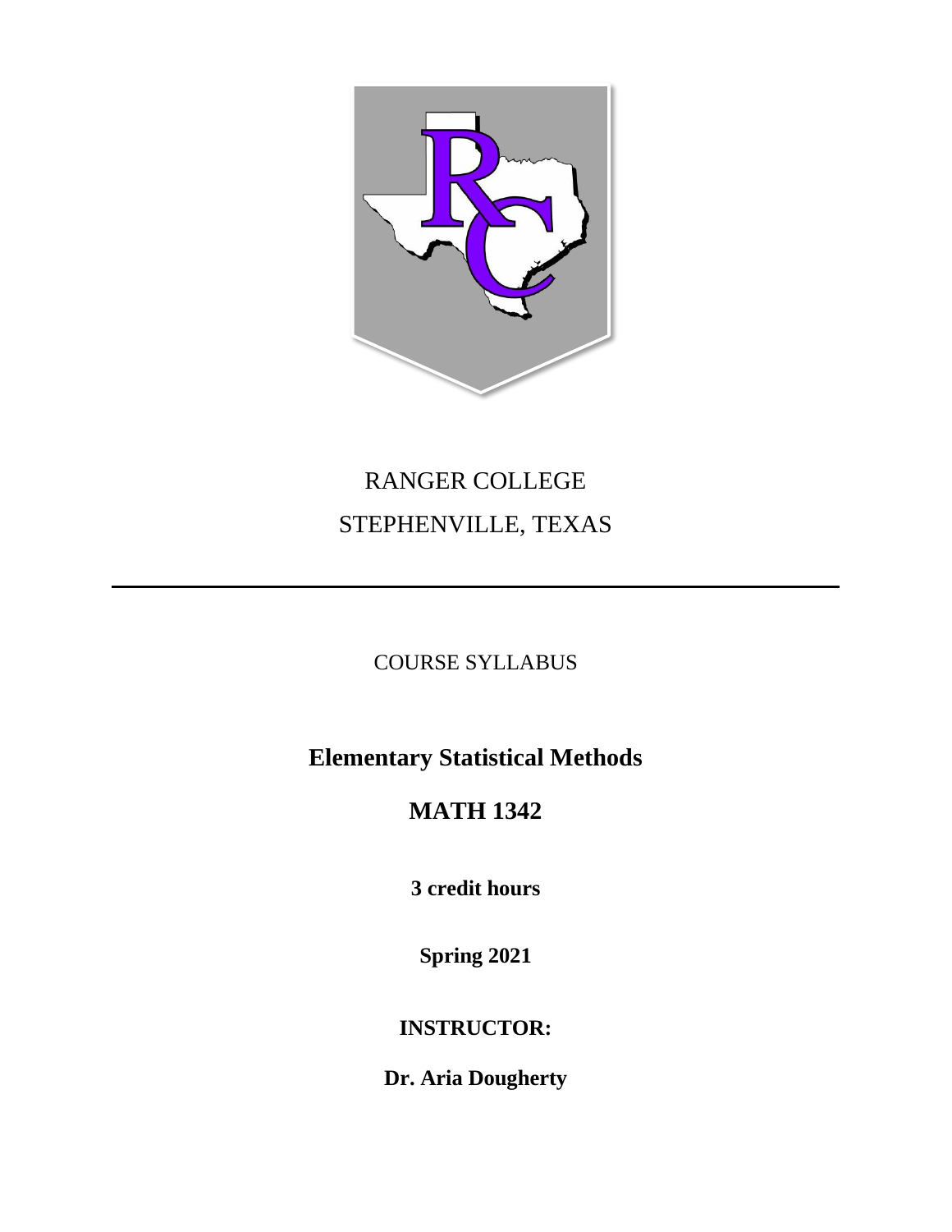RANGER COLLEGE

STEPHENVILLE, TEXAS

---

COURSE SYLLABUS

# Elementary Statistical Methods

# MATH 1342

**3 credit hours**

**Spring 2021**

**INSTRUCTOR:**

**Dr. Aria Dougherty**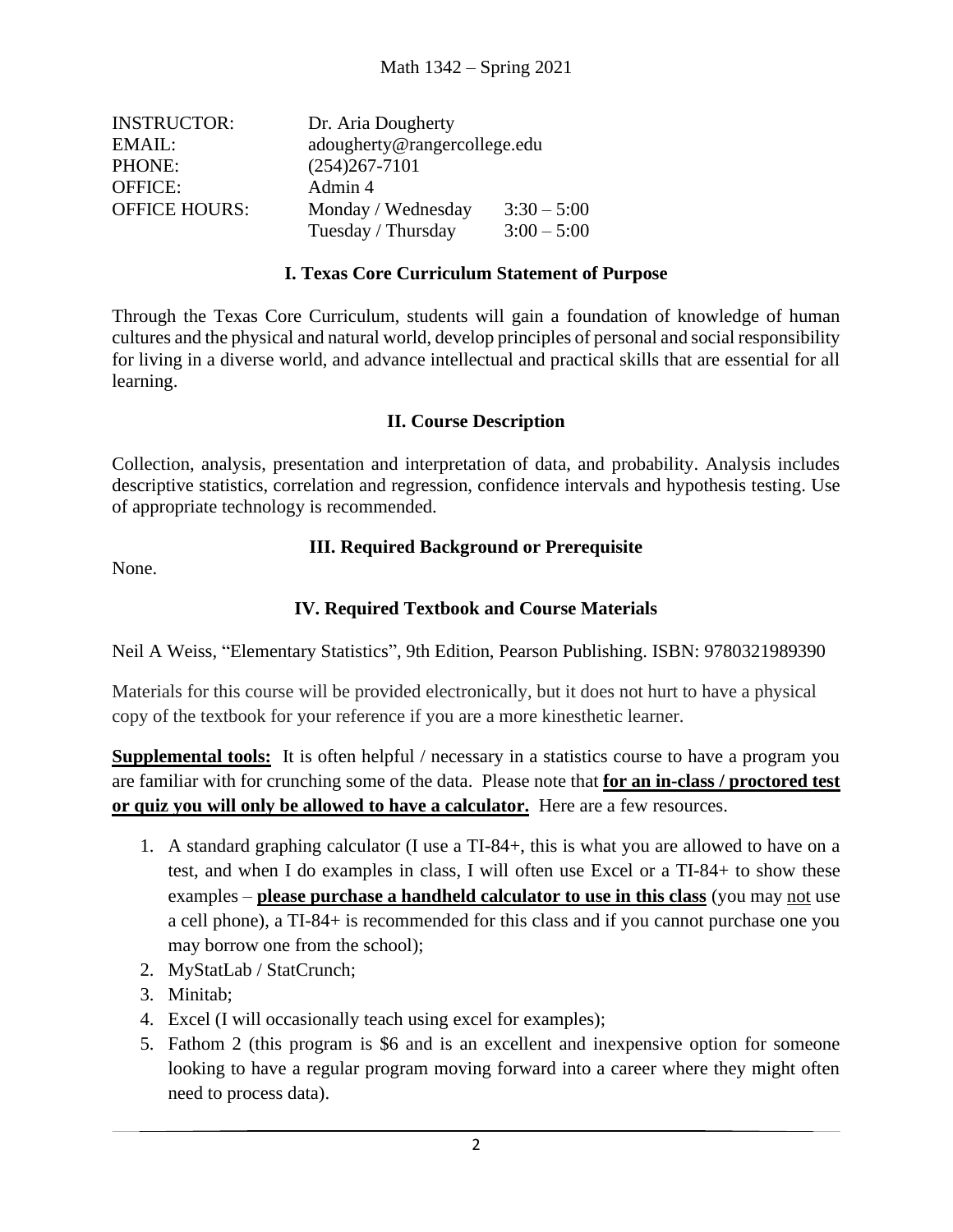Math 1342 – Spring 2021

| | | |
|---|---|---|
| INSTRUCTOR: | Dr. Aria Dougherty | |
| EMAIL: | adougherty@rangercollege.edu | |
| PHONE: | (254)267-7101 | |
| OFFICE: | Admin 4 | |
| OFFICE HOURS: | Monday / Wednesday | 3:30 – 5:00 |
| | Tuesday / Thursday | 3:00 – 5:00 |

## I. Texas Core Curriculum Statement of Purpose

Through the Texas Core Curriculum, students will gain a foundation of knowledge of human cultures and the physical and natural world, develop principles of personal and social responsibility for living in a diverse world, and advance intellectual and practical skills that are essential for all learning.

## II. Course Description

Collection, analysis, presentation and interpretation of data, and probability. Analysis includes descriptive statistics, correlation and regression, confidence intervals and hypothesis testing. Use of appropriate technology is recommended.

## III. Required Background or Prerequisite

None.

## IV. Required Textbook and Course Materials

Neil A Weiss, "Elementary Statistics", 9th Edition, Pearson Publishing. ISBN: 9780321989390

Materials for this course will be provided electronically, but it does not hurt to have a physical copy of the textbook for your reference if you are a more kinesthetic learner.

**Supplemental tools:** It is often helpful / necessary in a statistics course to have a program you are familiar with for crunching some of the data. Please note that **for an in-class / proctored test or quiz you will only be allowed to have a calculator.** Here are a few resources.

1. A standard graphing calculator (I use a TI-84+, this is what you are allowed to have on a test, and when I do examples in class, I will often use Excel or a TI-84+ to show these examples – **please purchase a handheld calculator to use in this class** (you may not use a cell phone), a TI-84+ is recommended for this class and if you cannot purchase one you may borrow one from the school);
2. MyStatLab / StatCrunch;
3. Minitab;
4. Excel (I will occasionally teach using excel for examples);
5. Fathom 2 (this program is $6 and is an excellent and inexpensive option for someone looking to have a regular program moving forward into a career where they might often need to process data).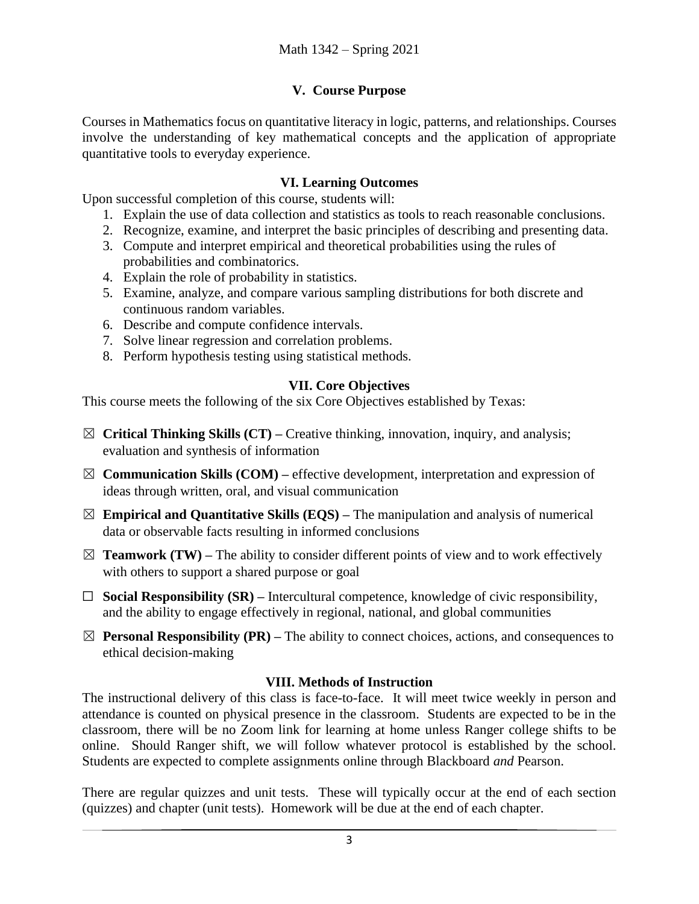## V. Course Purpose

Courses in Mathematics focus on quantitative literacy in logic, patterns, and relationships. Courses involve the understanding of key mathematical concepts and the application of appropriate quantitative tools to everyday experience.

## VI. Learning Outcomes

Upon successful completion of this course, students will:

1. Explain the use of data collection and statistics as tools to reach reasonable conclusions.
2. Recognize, examine, and interpret the basic principles of describing and presenting data.
3. Compute and interpret empirical and theoretical probabilities using the rules of probabilities and combinatorics.
4. Explain the role of probability in statistics.
5. Examine, analyze, and compare various sampling distributions for both discrete and continuous random variables.
6. Describe and compute confidence intervals.
7. Solve linear regression and correlation problems.
8. Perform hypothesis testing using statistical methods.

## VII. Core Objectives

This course meets the following of the six Core Objectives established by Texas:

- ☒ **Critical Thinking Skills (CT) –** Creative thinking, innovation, inquiry, and analysis; evaluation and synthesis of information
- ☒ **Communication Skills (COM) –** effective development, interpretation and expression of ideas through written, oral, and visual communication
- ☒ **Empirical and Quantitative Skills (EQS) –** The manipulation and analysis of numerical data or observable facts resulting in informed conclusions
- ☒ **Teamwork (TW) –** The ability to consider different points of view and to work effectively with others to support a shared purpose or goal
- ☐ **Social Responsibility (SR) –** Intercultural competence, knowledge of civic responsibility, and the ability to engage effectively in regional, national, and global communities
- ☒ **Personal Responsibility (PR) –** The ability to connect choices, actions, and consequences to ethical decision-making

## VIII. Methods of Instruction

The instructional delivery of this class is face-to-face. It will meet twice weekly in person and attendance is counted on physical presence in the classroom. Students are expected to be in the classroom, there will be no Zoom link for learning at home unless Ranger college shifts to be online. Should Ranger shift, we will follow whatever protocol is established by the school. Students are expected to complete assignments online through Blackboard *and* Pearson.

There are regular quizzes and unit tests. These will typically occur at the end of each section (quizzes) and chapter (unit tests). Homework will be due at the end of each chapter.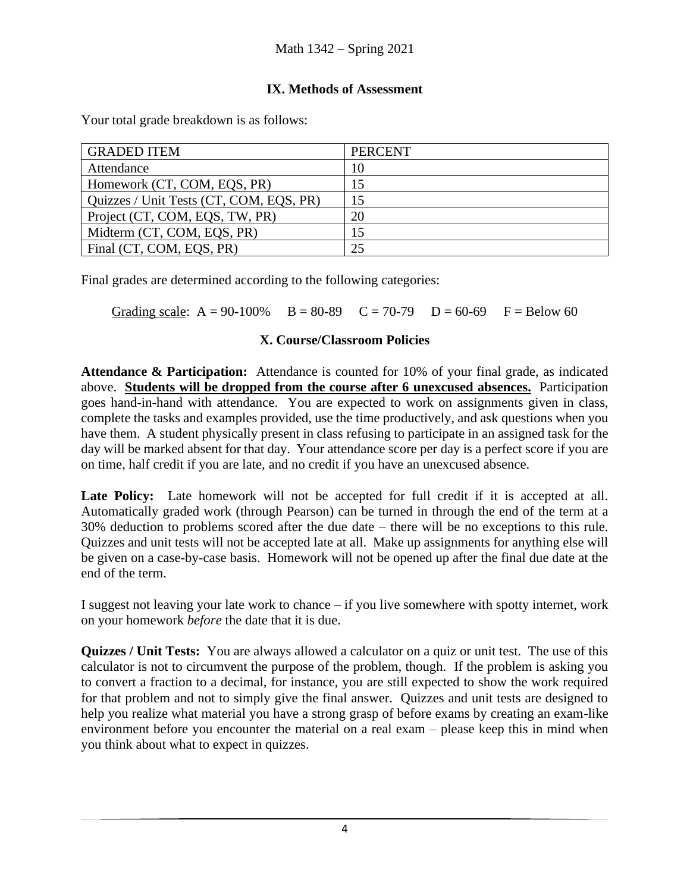## IX. Methods of Assessment

Your total grade breakdown is as follows:

| GRADED ITEM | PERCENT |
|---|---|
| Attendance | 10 |
| Homework (CT, COM, EQS, PR) | 15 |
| Quizzes / Unit Tests (CT, COM, EQS, PR) | 15 |
| Project (CT, COM, EQS, TW, PR) | 20 |
| Midterm (CT, COM, EQS, PR) | 15 |
| Final (CT, COM, EQS, PR) | 25 |

Final grades are determined according to the following categories:

Grading scale: A = 90-100% B = 80-89 C = 70-79 D = 60-69 F = Below 60

## X. Course/Classroom Policies

**Attendance & Participation:** Attendance is counted for 10% of your final grade, as indicated above. **Students will be dropped from the course after 6 unexcused absences.** Participation goes hand-in-hand with attendance. You are expected to work on assignments given in class, complete the tasks and examples provided, use the time productively, and ask questions when you have them. A student physically present in class refusing to participate in an assigned task for the day will be marked absent for that day. Your attendance score per day is a perfect score if you are on time, half credit if you are late, and no credit if you have an unexcused absence.

**Late Policy:** Late homework will not be accepted for full credit if it is accepted at all. Automatically graded work (through Pearson) can be turned in through the end of the term at a 30% deduction to problems scored after the due date – there will be no exceptions to this rule. Quizzes and unit tests will not be accepted late at all. Make up assignments for anything else will be given on a case-by-case basis. Homework will not be opened up after the final due date at the end of the term.

I suggest not leaving your late work to chance – if you live somewhere with spotty internet, work on your homework *before* the date that it is due.

**Quizzes / Unit Tests:** You are always allowed a calculator on a quiz or unit test. The use of this calculator is not to circumvent the purpose of the problem, though. If the problem is asking you to convert a fraction to a decimal, for instance, you are still expected to show the work required for that problem and not to simply give the final answer. Quizzes and unit tests are designed to help you realize what material you have a strong grasp of before exams by creating an exam-like environment before you encounter the material on a real exam – please keep this in mind when you think about what to expect in quizzes.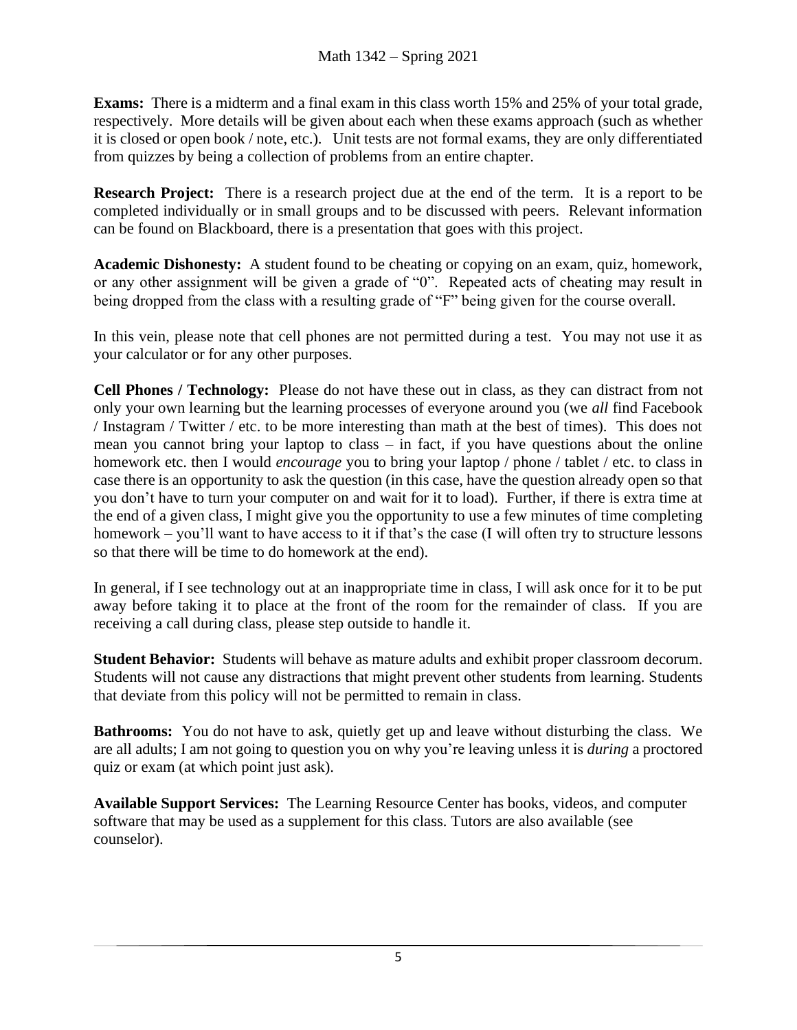**Exams:** There is a midterm and a final exam in this class worth 15% and 25% of your total grade, respectively. More details will be given about each when these exams approach (such as whether it is closed or open book / note, etc.). Unit tests are not formal exams, they are only differentiated from quizzes by being a collection of problems from an entire chapter.

**Research Project:** There is a research project due at the end of the term. It is a report to be completed individually or in small groups and to be discussed with peers. Relevant information can be found on Blackboard, there is a presentation that goes with this project.

**Academic Dishonesty:** A student found to be cheating or copying on an exam, quiz, homework, or any other assignment will be given a grade of "0". Repeated acts of cheating may result in being dropped from the class with a resulting grade of "F" being given for the course overall.

In this vein, please note that cell phones are not permitted during a test. You may not use it as your calculator or for any other purposes.

**Cell Phones / Technology:** Please do not have these out in class, as they can distract from not only your own learning but the learning processes of everyone around you (we *all* find Facebook / Instagram / Twitter / etc. to be more interesting than math at the best of times). This does not mean you cannot bring your laptop to class – in fact, if you have questions about the online homework etc. then I would *encourage* you to bring your laptop / phone / tablet / etc. to class in case there is an opportunity to ask the question (in this case, have the question already open so that you don't have to turn your computer on and wait for it to load). Further, if there is extra time at the end of a given class, I might give you the opportunity to use a few minutes of time completing homework – you'll want to have access to it if that's the case (I will often try to structure lessons so that there will be time to do homework at the end).

In general, if I see technology out at an inappropriate time in class, I will ask once for it to be put away before taking it to place at the front of the room for the remainder of class. If you are receiving a call during class, please step outside to handle it.

**Student Behavior:** Students will behave as mature adults and exhibit proper classroom decorum. Students will not cause any distractions that might prevent other students from learning. Students that deviate from this policy will not be permitted to remain in class.

**Bathrooms:** You do not have to ask, quietly get up and leave without disturbing the class. We are all adults; I am not going to question you on why you're leaving unless it is *during* a proctored quiz or exam (at which point just ask).

**Available Support Services:** The Learning Resource Center has books, videos, and computer software that may be used as a supplement for this class. Tutors are also available (see counselor).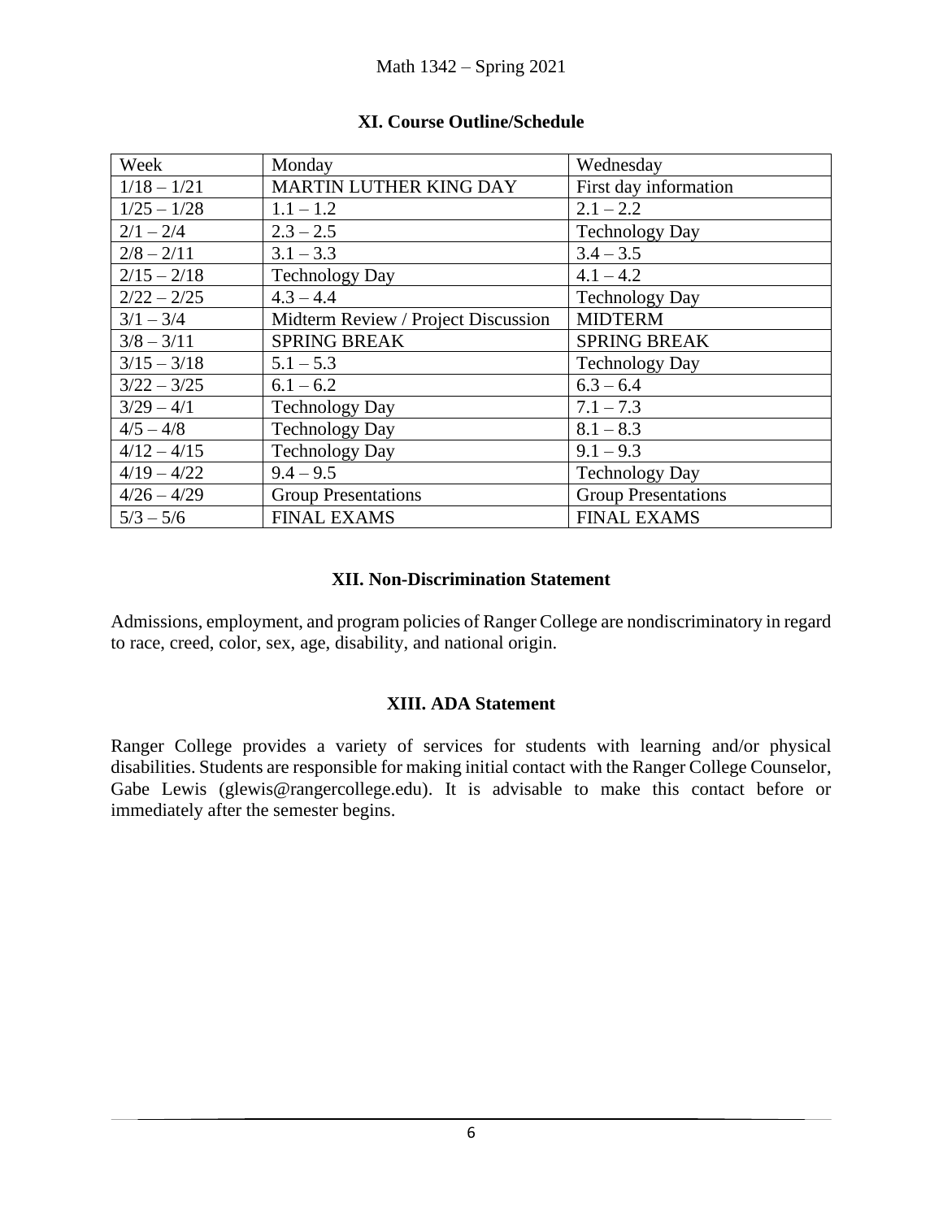## XI. Course Outline/Schedule

| Week | Monday | Wednesday |
|---|---|---|
| 1/18 – 1/21 | MARTIN LUTHER KING DAY | First day information |
| 1/25 – 1/28 | 1.1 – 1.2 | 2.1 – 2.2 |
| 2/1 – 2/4 | 2.3 – 2.5 | Technology Day |
| 2/8 – 2/11 | 3.1 – 3.3 | 3.4 – 3.5 |
| 2/15 – 2/18 | Technology Day | 4.1 – 4.2 |
| 2/22 – 2/25 | 4.3 – 4.4 | Technology Day |
| 3/1 – 3/4 | Midterm Review / Project Discussion | MIDTERM |
| 3/8 – 3/11 | SPRING BREAK | SPRING BREAK |
| 3/15 – 3/18 | 5.1 – 5.3 | Technology Day |
| 3/22 – 3/25 | 6.1 – 6.2 | 6.3 – 6.4 |
| 3/29 – 4/1 | Technology Day | 7.1 – 7.3 |
| 4/5 – 4/8 | Technology Day | 8.1 – 8.3 |
| 4/12 – 4/15 | Technology Day | 9.1 – 9.3 |
| 4/19 – 4/22 | 9.4 – 9.5 | Technology Day |
| 4/26 – 4/29 | Group Presentations | Group Presentations |
| 5/3 – 5/6 | FINAL EXAMS | FINAL EXAMS |

## XII. Non-Discrimination Statement

Admissions, employment, and program policies of Ranger College are nondiscriminatory in regard to race, creed, color, sex, age, disability, and national origin.

## XIII. ADA Statement

Ranger College provides a variety of services for students with learning and/or physical disabilities. Students are responsible for making initial contact with the Ranger College Counselor, Gabe Lewis (glewis@rangercollege.edu). It is advisable to make this contact before or immediately after the semester begins.